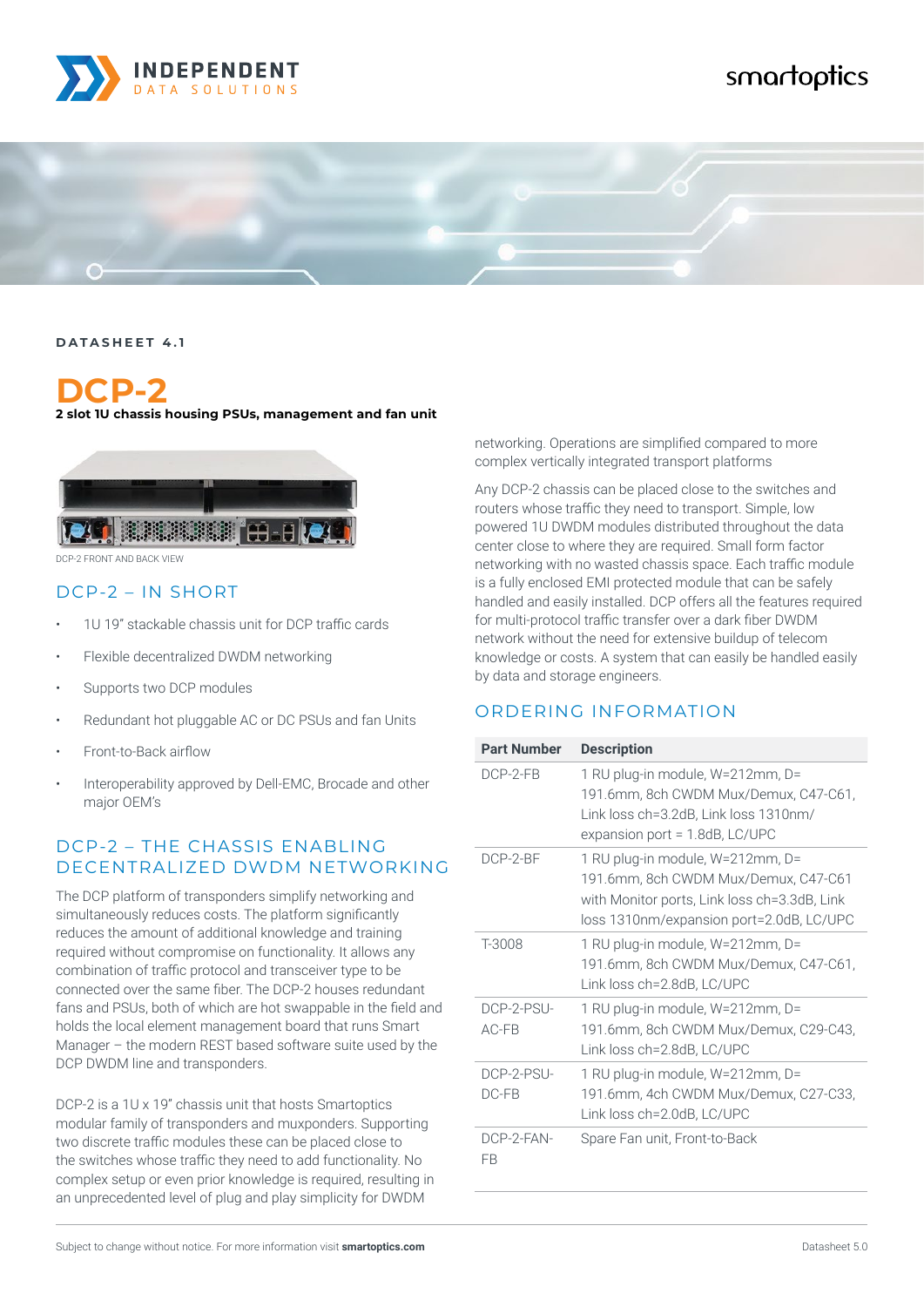DATASHEET 4.1

# DCP-2

**2 slot 1U chassis housing PSUs, management and fan unit**

DCP-2 FRONT AND BACK VIEW

## DCP-2 – IN SHORT

- 1U 19" stackable chassis unit for DCP traffic cards
- Flexible decentralized DWDM networking
- Supports two DCP modules
- Redundant hot pluggable AC or DC PSUs and fan Units
- Front-to-Back airflow
- Interoperability approved by Dell-EMC, Brocade and other major OEM's

## DCP-2 – THE CHASSIS ENABLING DECENTRALIZED DWDM NETWORKING

The DCP platform of transponders simplify networking and simultaneously reduces costs. The platform significantly reduces the amount of additional knowledge and training required without compromise on functionality. It allows any combination of traffic protocol and transceiver type to be connected over the same fiber. The DCP-2 houses redundant fans and PSUs, both of which are hot swappable in the field and holds the local element management board that runs Smart Manager – the modern REST based software suite used by the DCP DWDM line and transponders.

DCP-2 is a 1U x 19" chassis unit that hosts Smartoptics modular family of transponders and muxponders. Supporting two discrete traffic modules these can be placed close to the switches and routers whose traffic they need to add functionality. No complex setup or even prior knowledge is required, resulting in an unprecedented level of plug and play simplicity for DWDM networking. Operations are simplified compared to more complex vertically integrated transport platforms

Any DCP-2 chassis can be placed close to the switches and routers whose traffic they need to transport. Simple, low powered 1U DWDM modules distributed throughout the data center close to where they are required. Small form factor networking with no wasted chassis space. Each traffic module is a fully enclosed EMI protected module that can be safely handled and easily installed. DCP offers all the features required for multi-protocol traffic transfer over a dark fiber DWDM network without the need for extensive buildup of telecom knowledge or costs. A system that can easily be handled easily by data and storage engineers.

## ORDERING INFORMATION

| Part Number | Description |
|---|---|
| DCP-2-FB | 1 RU plug-in module, W=212mm, D= 191.6mm, 8ch CWDM Mux/Demux, C47-C61, Link loss ch=3.2dB, Link loss 1310nm/ expansion port = 1.8dB, LC/UPC |
| DCP-2-BF | 1 RU plug-in module, W=212mm, D= 191.6mm, 8ch CWDM Mux/Demux, C47-C61 with Monitor ports, Link loss ch=3.3dB, Link loss 1310nm/expansion port=2.0dB, LC/UPC |
| T-3008 | 1 RU plug-in module, W=212mm, D= 191.6mm, 8ch CWDM Mux/Demux, C47-C61, Link loss ch=2.8dB, LC/UPC |
| DCP-2-PSU-AC-FB | 1 RU plug-in module, W=212mm, D= 191.6mm, 8ch CWDM Mux/Demux, C29-C43, Link loss ch=2.8dB, LC/UPC |
| DCP-2-PSU-DC-FB | 1 RU plug-in module, W=212mm, D= 191.6mm, 4ch CWDM Mux/Demux, C27-C33, Link loss ch=2.0dB, LC/UPC |
| DCP-2-FAN-FB | Spare Fan unit, Front-to-Back |

Subject to change without notice. For more information visit **smartoptics.com**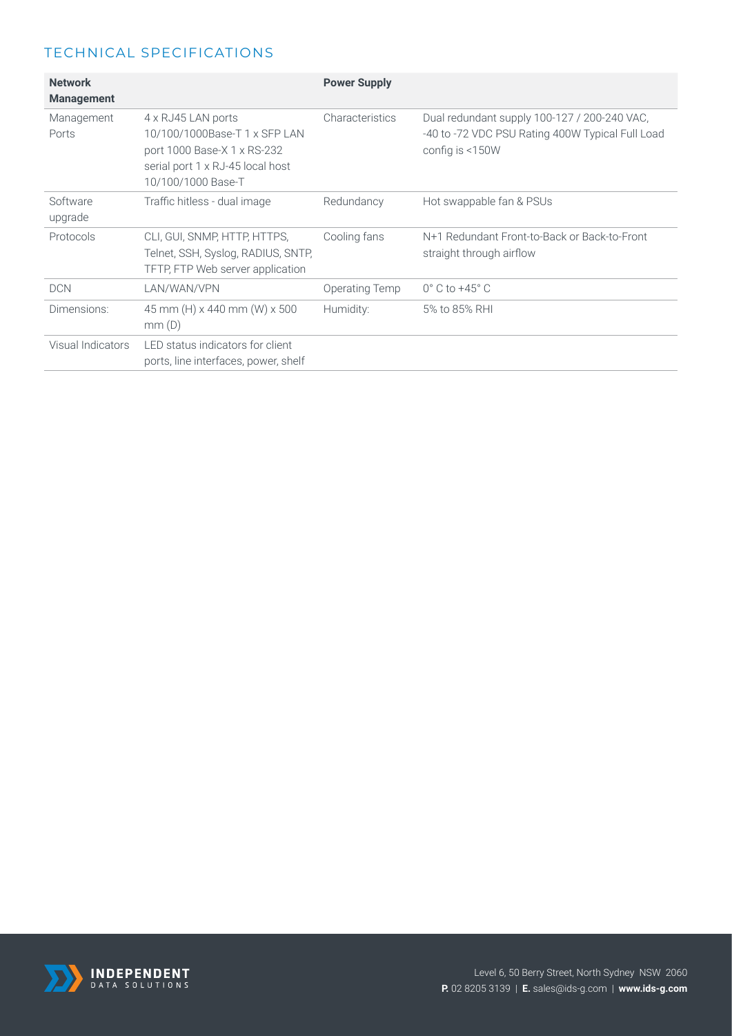## TECHNICAL SPECIFICATIONS

| Network Management | | Power Supply | |
|---|---|---|---|
| Management Ports | 4 x RJ45 LAN ports 10/100/1000Base-T 1 x SFP LAN port 1000 Base-X 1 x RS-232 serial port 1 x RJ-45 local host 10/100/1000 Base-T | Characteristics | Dual redundant supply 100-127 / 200-240 VAC, -40 to -72 VDC PSU Rating 400W Typical Full Load config is <150W |
| Software upgrade | Traffic hitless - dual image | Redundancy | Hot swappable fan & PSUs |
| Protocols | CLI, GUI, SNMP, HTTP, HTTPS, Telnet, SSH, Syslog, RADIUS, SNTP, TFTP, FTP Web server application | Cooling fans | N+1 Redundant Front-to-Back or Back-to-Front straight through airflow |
| DCN | LAN/WAN/VPN | Operating Temp | 0° C to +45° C |
| Dimensions: | 45 mm (H) x 440 mm (W) x 500 mm (D) | Humidity: | 5% to 85% RHI |
| Visual Indicators | LED status indicators for client ports, line interfaces, power, shelf | | |

INDEPENDENT DATA SOLUTIONS

Level 6, 50 Berry Street, North Sydney NSW 2060
**P.** 02 8205 3139 | **E.** sales@ids-g.com | **www.ids-g.com**